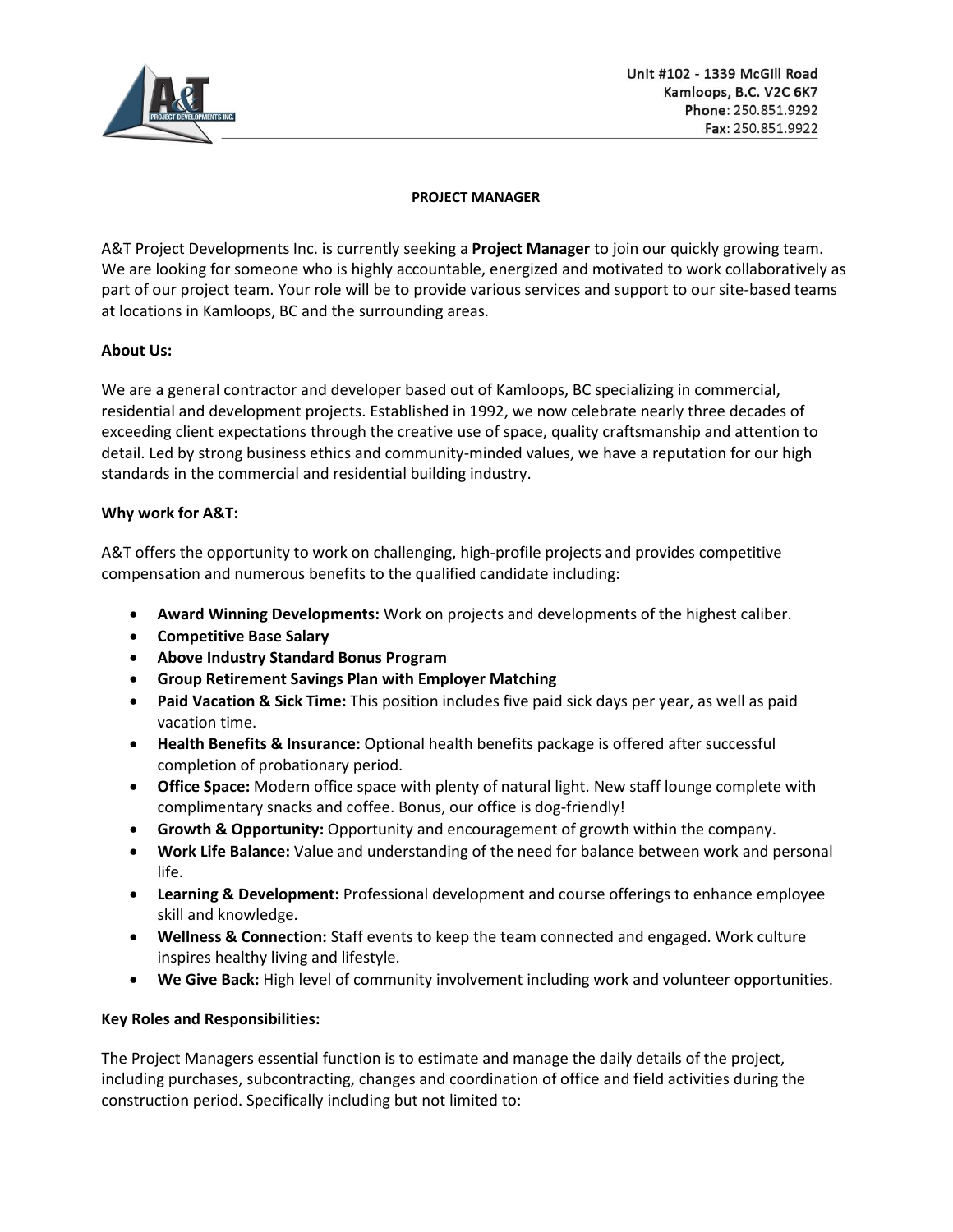Unit #102 - 1339 McGill Road
Kamloops, B.C. V2C 6K7
**Phone**: 250.851.9292
**Fax**: 250.851.9922

# PROJECT MANAGER

A&T Project Developments Inc. is currently seeking a **Project Manager** to join our quickly growing team. We are looking for someone who is highly accountable, energized and motivated to work collaboratively as part of our project team. Your role will be to provide various services and support to our site-based teams at locations in Kamloops, BC and the surrounding areas.

**About Us:**

We are a general contractor and developer based out of Kamloops, BC specializing in commercial, residential and development projects. Established in 1992, we now celebrate nearly three decades of exceeding client expectations through the creative use of space, quality craftsmanship and attention to detail. Led by strong business ethics and community-minded values, we have a reputation for our high standards in the commercial and residential building industry.

**Why work for A&T:**

A&T offers the opportunity to work on challenging, high-profile projects and provides competitive compensation and numerous benefits to the qualified candidate including:

- **Award Winning Developments:** Work on projects and developments of the highest caliber.
- **Competitive Base Salary**
- **Above Industry Standard Bonus Program**
- **Group Retirement Savings Plan with Employer Matching**
- **Paid Vacation & Sick Time:** This position includes five paid sick days per year, as well as paid vacation time.
- **Health Benefits & Insurance:** Optional health benefits package is offered after successful completion of probationary period.
- **Office Space:** Modern office space with plenty of natural light. New staff lounge complete with complimentary snacks and coffee. Bonus, our office is dog-friendly!
- **Growth & Opportunity:** Opportunity and encouragement of growth within the company.
- **Work Life Balance:** Value and understanding of the need for balance between work and personal life.
- **Learning & Development:** Professional development and course offerings to enhance employee skill and knowledge.
- **Wellness & Connection:** Staff events to keep the team connected and engaged. Work culture inspires healthy living and lifestyle.
- **We Give Back:** High level of community involvement including work and volunteer opportunities.

**Key Roles and Responsibilities:**

The Project Managers essential function is to estimate and manage the daily details of the project, including purchases, subcontracting, changes and coordination of office and field activities during the construction period. Specifically including but not limited to: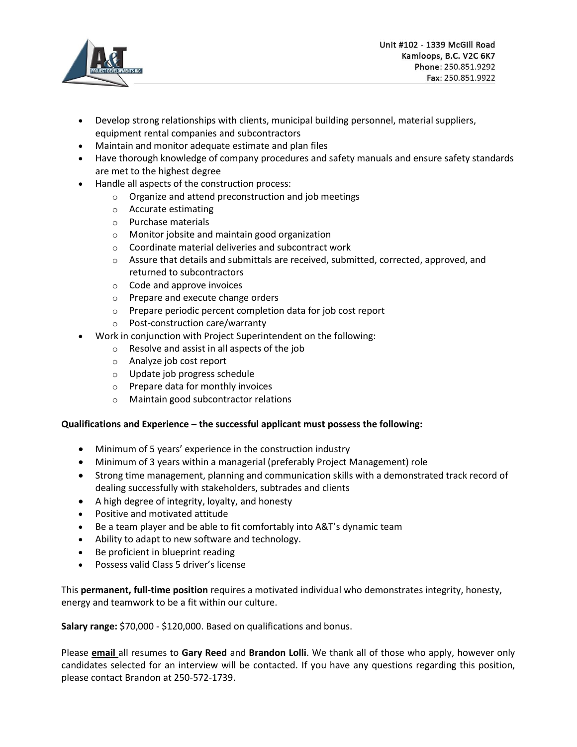- Develop strong relationships with clients, municipal building personnel, material suppliers, equipment rental companies and subcontractors
- Maintain and monitor adequate estimate and plan files
- Have thorough knowledge of company procedures and safety manuals and ensure safety standards are met to the highest degree
- Handle all aspects of the construction process:
    - Organize and attend preconstruction and job meetings
    - Accurate estimating
    - Purchase materials
    - Monitor jobsite and maintain good organization
    - Coordinate material deliveries and subcontract work
    - Assure that details and submittals are received, submitted, corrected, approved, and returned to subcontractors
    - Code and approve invoices
    - Prepare and execute change orders
    - Prepare periodic percent completion data for job cost report
    - Post-construction care/warranty
- Work in conjunction with Project Superintendent on the following:
    - Resolve and assist in all aspects of the job
    - Analyze job cost report
    - Update job progress schedule
    - Prepare data for monthly invoices
    - Maintain good subcontractor relations

**Qualifications and Experience – the successful applicant must possess the following:**

- Minimum of 5 years' experience in the construction industry
- Minimum of 3 years within a managerial (preferably Project Management) role
- Strong time management, planning and communication skills with a demonstrated track record of dealing successfully with stakeholders, subtrades and clients
- A high degree of integrity, loyalty, and honesty
- Positive and motivated attitude
- Be a team player and be able to fit comfortably into A&T's dynamic team
- Ability to adapt to new software and technology.
- Be proficient in blueprint reading
- Possess valid Class 5 driver's license

This **permanent, full-time position** requires a motivated individual who demonstrates integrity, honesty, energy and teamwork to be a fit within our culture.

**Salary range:** $70,000 - $120,000. Based on qualifications and bonus.

Please **email** all resumes to **Gary Reed** and **Brandon Lolli**. We thank all of those who apply, however only candidates selected for an interview will be contacted. If you have any questions regarding this position, please contact Brandon at 250-572-1739.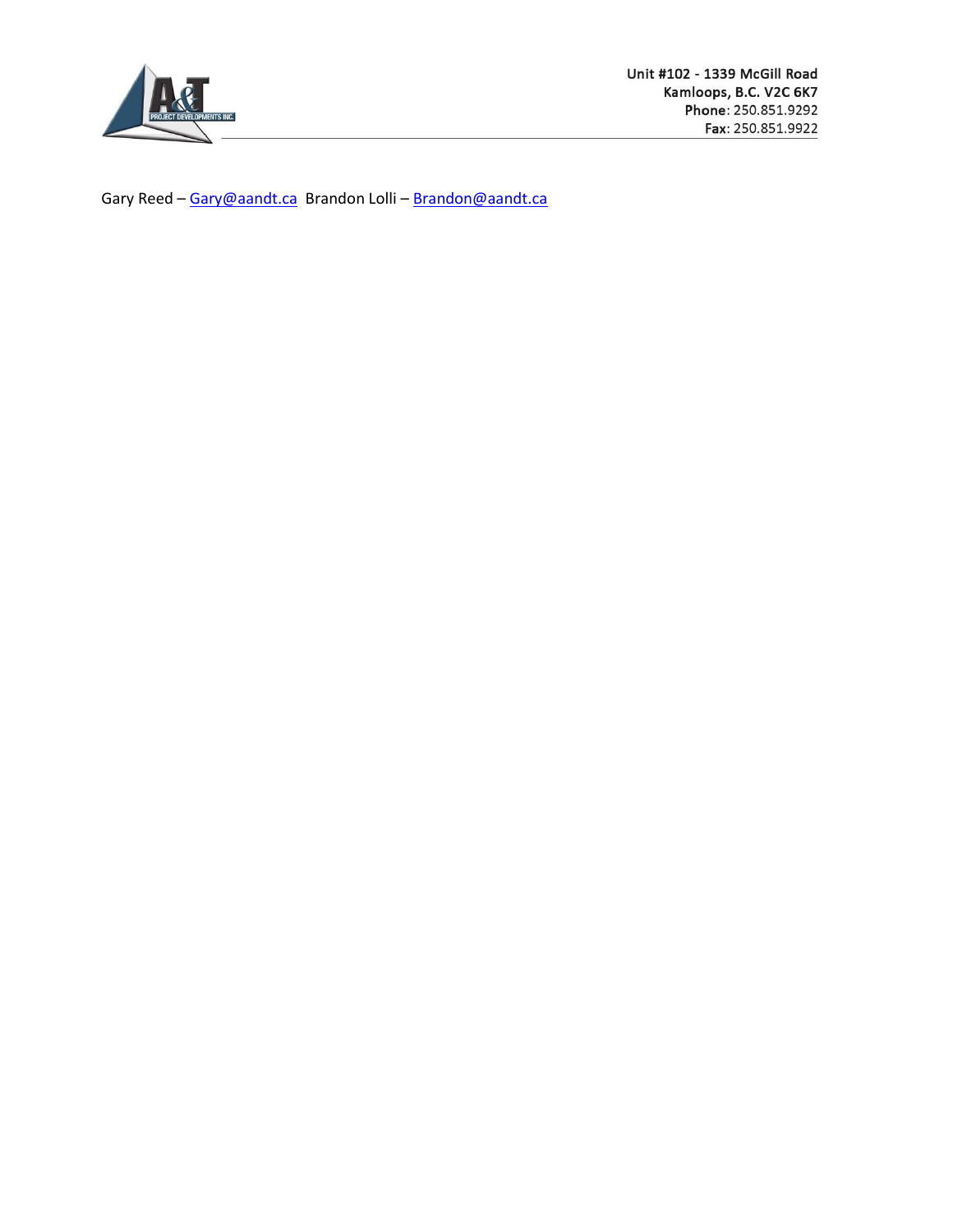Gary Reed – Gary@aandt.ca  Brandon Lolli – Brandon@aandt.ca